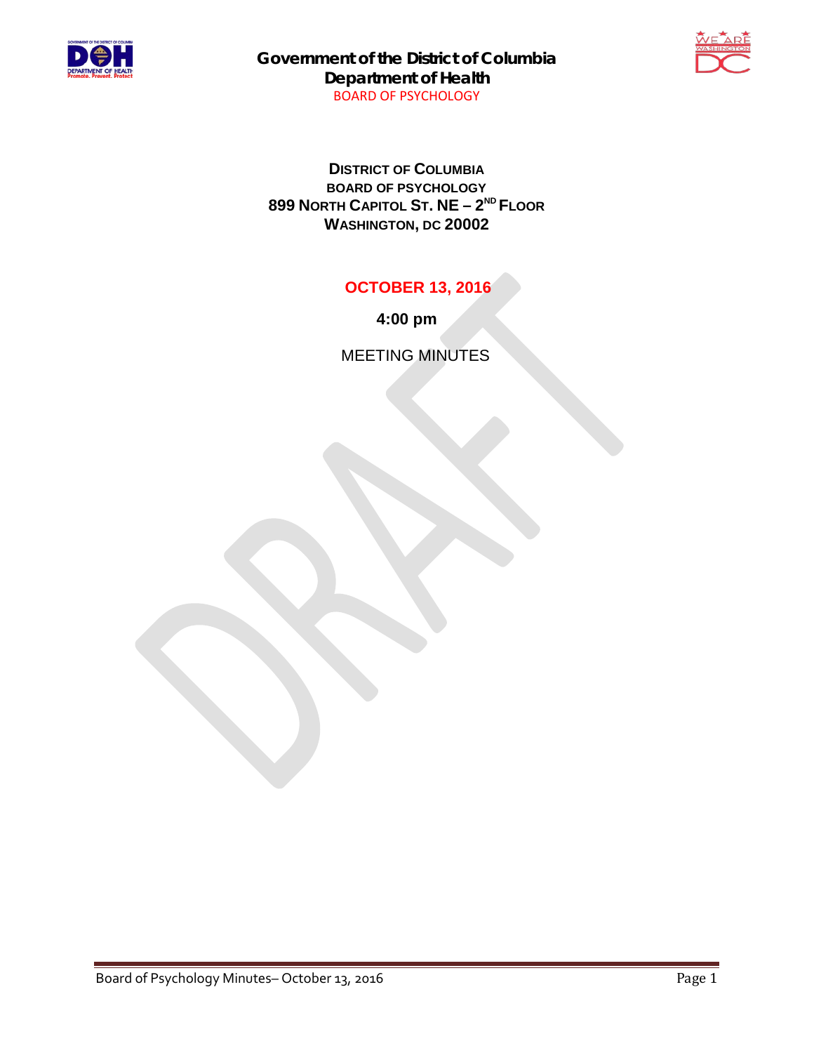**Government of the District of Columbia**
**Department of Health**
BOARD OF PSYCHOLOGY

**DISTRICT OF COLUMBIA**
**BOARD OF PSYCHOLOGY**
**899 NORTH CAPITOL ST. NE – 2ND FLOOR**
**WASHINGTON, DC 20002**

**OCTOBER 13, 2016**

**4:00 pm**

MEETING MINUTES

DRAFT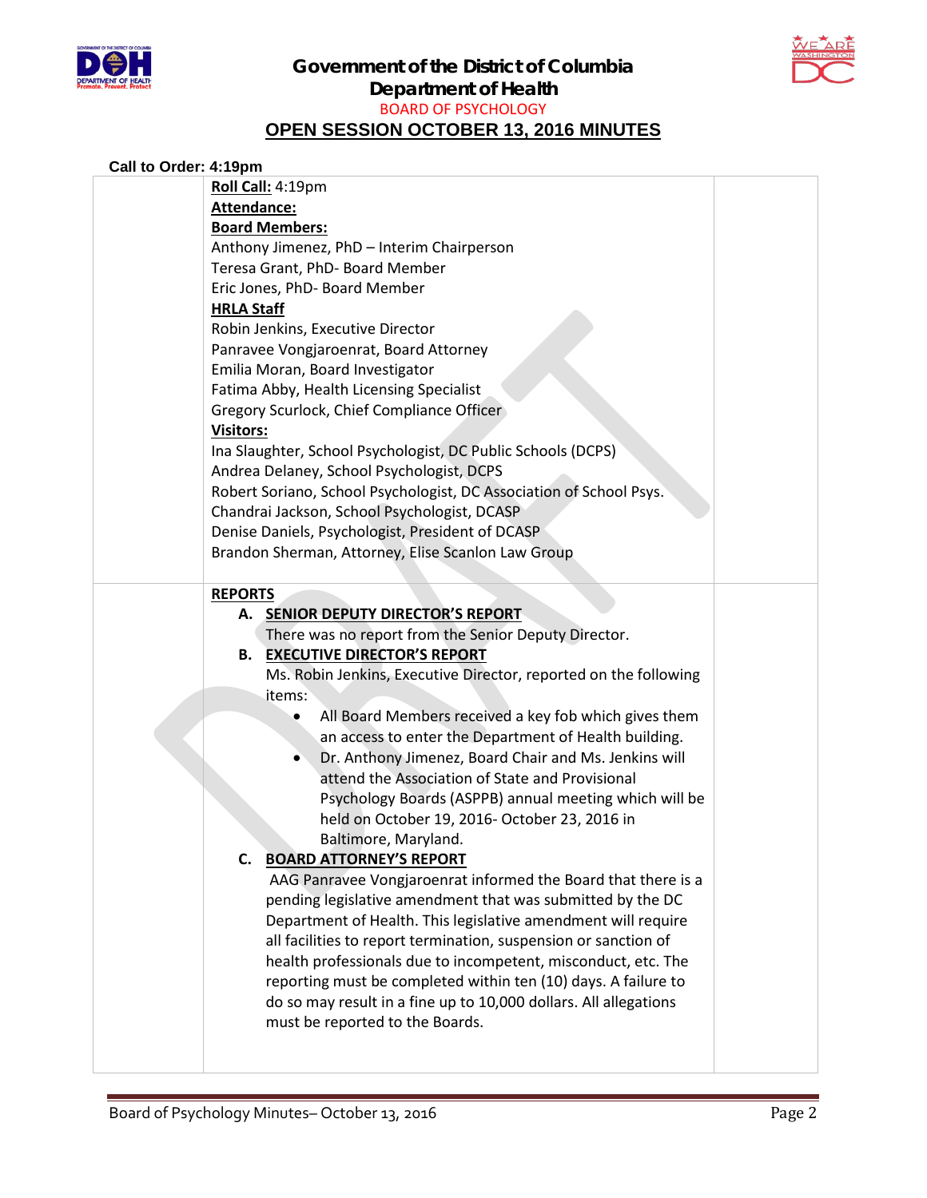# Government of the District of Columbia
# Department of Health
## BOARD OF PSYCHOLOGY
## OPEN SESSION OCTOBER 13, 2016 MINUTES

**Call to Order: 4:19pm**

**Roll Call:** 4:19pm

**Attendance:**

**Board Members:**

Anthony Jimenez, PhD – Interim Chairperson
Teresa Grant, PhD- Board Member
Eric Jones, PhD- Board Member

**HRLA Staff**

Robin Jenkins, Executive Director
Panravee Vongjaroenrat, Board Attorney
Emilia Moran, Board Investigator
Fatima Abby, Health Licensing Specialist
Gregory Scurlock, Chief Compliance Officer

**Visitors:**

Ina Slaughter, School Psychologist, DC Public Schools (DCPS)
Andrea Delaney, School Psychologist, DCPS
Robert Soriano, School Psychologist, DC Association of School Psys.
Chandrai Jackson, School Psychologist, DCASP
Denise Daniels, Psychologist, President of DCASP
Brandon Sherman, Attorney, Elise Scanlon Law Group

**REPORTS**

**A. SENIOR DEPUTY DIRECTOR'S REPORT**

There was no report from the Senior Deputy Director.

**B. EXECUTIVE DIRECTOR'S REPORT**

Ms. Robin Jenkins, Executive Director, reported on the following items:

- All Board Members received a key fob which gives them an access to enter the Department of Health building.
- Dr. Anthony Jimenez, Board Chair and Ms. Jenkins will attend the Association of State and Provisional Psychology Boards (ASPPB) annual meeting which will be held on October 19, 2016- October 23, 2016 in Baltimore, Maryland.

**C. BOARD ATTORNEY'S REPORT**

AAG Panravee Vongjaroenrat informed the Board that there is a pending legislative amendment that was submitted by the DC Department of Health. This legislative amendment will require all facilities to report termination, suspension or sanction of health professionals due to incompetent, misconduct, etc. The reporting must be completed within ten (10) days. A failure to do so may result in a fine up to 10,000 dollars. All allegations must be reported to the Boards.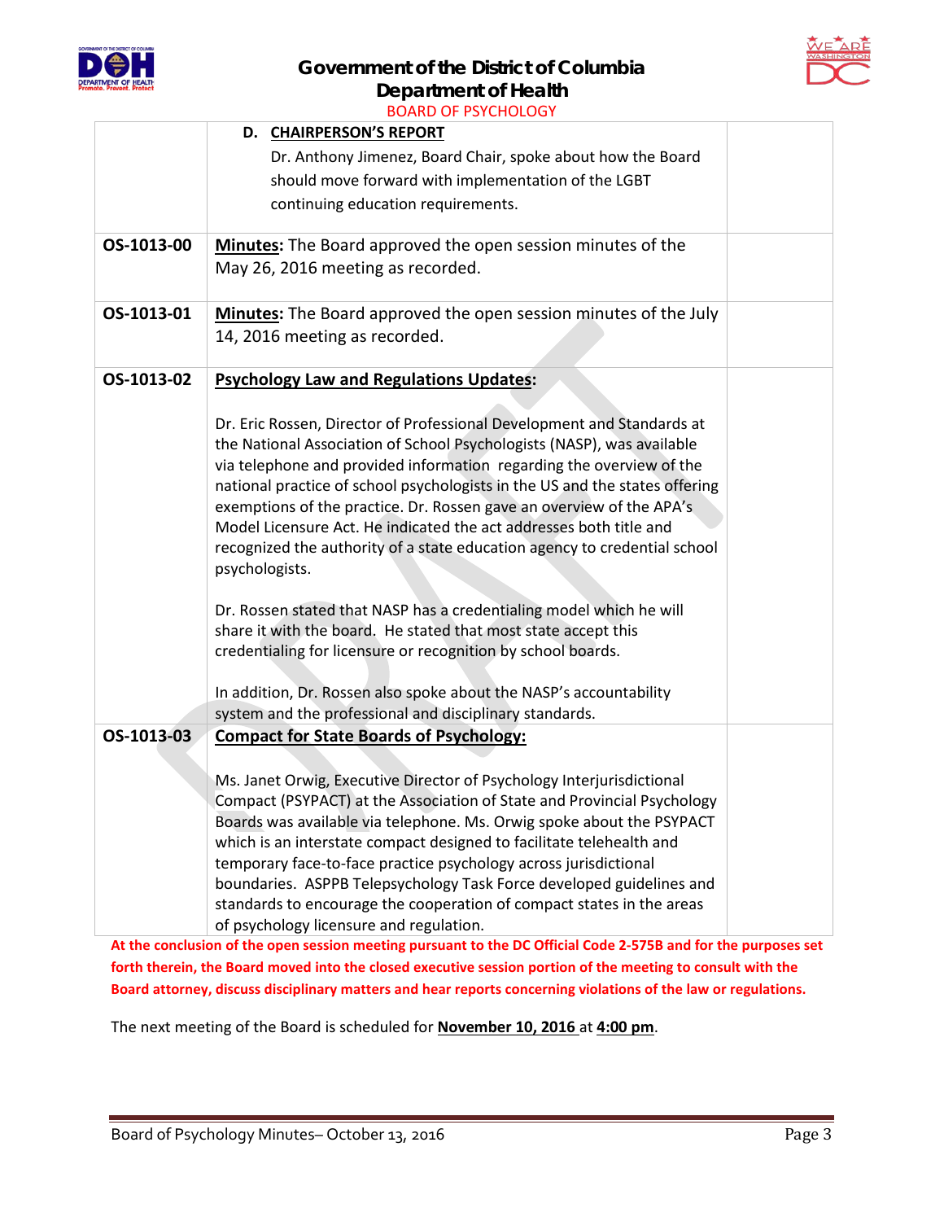| | | |
|---|---|---|
| | **D. CHAIRPERSON'S REPORT**<br>Dr. Anthony Jimenez, Board Chair, spoke about how the Board should move forward with implementation of the LGBT continuing education requirements. | |
| **OS-1013-00** | **Minutes:** The Board approved the open session minutes of the May 26, 2016 meeting as recorded. | |
| **OS-1013-01** | **Minutes:** The Board approved the open session minutes of the July 14, 2016 meeting as recorded. | |
| **OS-1013-02** | **Psychology Law and Regulations Updates:**<br><br>Dr. Eric Rossen, Director of Professional Development and Standards at the National Association of School Psychologists (NASP), was available via telephone and provided information regarding the overview of the national practice of school psychologists in the US and the states offering exemptions of the practice. Dr. Rossen gave an overview of the APA's Model Licensure Act. He indicated the act addresses both title and recognized the authority of a state education agency to credential school psychologists.<br><br>Dr. Rossen stated that NASP has a credentialing model which he will share it with the board. He stated that most state accept this credentialing for licensure or recognition by school boards.<br><br>In addition, Dr. Rossen also spoke about the NASP's accountability system and the professional and disciplinary standards. | |
| **OS-1013-03** | **Compact for State Boards of Psychology:**<br><br>Ms. Janet Orwig, Executive Director of Psychology Interjurisdictional Compact (PSYPACT) at the Association of State and Provincial Psychology Boards was available via telephone. Ms. Orwig spoke about the PSYPACT which is an interstate compact designed to facilitate telehealth and temporary face-to-face practice psychology across jurisdictional boundaries. ASPPB Telepsychology Task Force developed guidelines and standards to encourage the cooperation of compact states in the areas of psychology licensure and regulation. | |

**At the conclusion of the open session meeting pursuant to the DC Official Code 2-575B and for the purposes set forth therein, the Board moved into the closed executive session portion of the meeting to consult with the Board attorney, discuss disciplinary matters and hear reports concerning violations of the law or regulations.**

The next meeting of the Board is scheduled for **November 10, 2016** at **4:00 pm**.